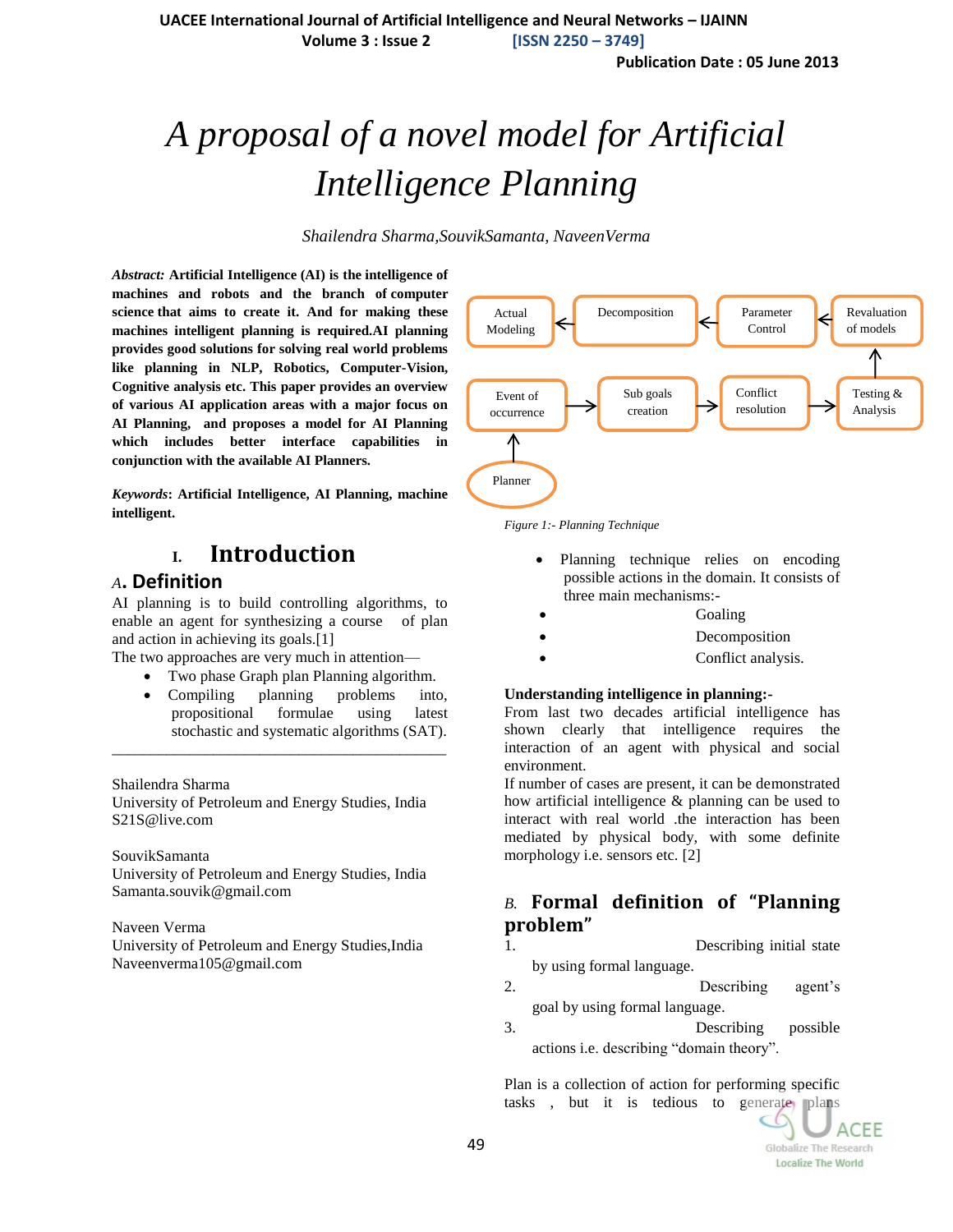// 
# A proposal of a novel model for Artificial Intelligence Planning

*Shailendra Sharma,SouvikSamanta, NaveenVerma*

***Abstract:*** **Artificial Intelligence (AI) is the intelligence of machines and robots and the branch of computer science that aims to create it. And for making these machines intelligent planning is required.AI planning provides good solutions for solving real world problems like planning in NLP, Robotics, Computer-Vision, Cognitive analysis etc. This paper provides an overview of various AI application areas with a major focus on AI Planning, and proposes a model for AI Planning which includes better interface capabilities in conjunction with the available AI Planners.**

***Keywords*: Artificial Intelligence, AI Planning, machine intelligent.**

## I. Introduction

### *A*. Definition

AI planning is to build controlling algorithms, to enable an agent for synthesizing a course of plan and action in achieving its goals.[1]

The two approaches are very much in attention—

- Two phase Graph plan Planning algorithm.
- Compiling planning problems into, propositional formulae using latest stochastic and systematic algorithms (SAT).

---

Shailendra Sharma
University of Petroleum and Energy Studies, India
S21S@live.com

SouvikSamanta
University of Petroleum and Energy Studies, India
Samanta.souvik@gmail.com

Naveen Verma
University of Petroleum and Energy Studies,India
Naveenverma105@gmail.com

Planner → Event of occurrence → Sub goals creation → Conflict resolution → Testing & Analysis → Revaluation of models → Parameter Control → Decomposition → Actual Modeling

*Figure 1:- Planning Technique*

- Planning technique relies on encoding possible actions in the domain. It consists of three main mechanisms:-
  - Goaling
  - Decomposition
  - Conflict analysis.

**Understanding intelligence in planning:-**

From last two decades artificial intelligence has shown clearly that intelligence requires the interaction of an agent with physical and social environment.

If number of cases are present, it can be demonstrated how artificial intelligence & planning can be used to interact with real world .the interaction has been mediated by physical body, with some definite morphology i.e. sensors etc. [2]

### *B.* Formal definition of "Planning problem"

1. Describing initial state by using formal language.
2. Describing agent's goal by using formal language.
3. Describing possible actions i.e. describing "domain theory".

Plan is a collection of action for performing specific tasks , but it is tedious to generate plans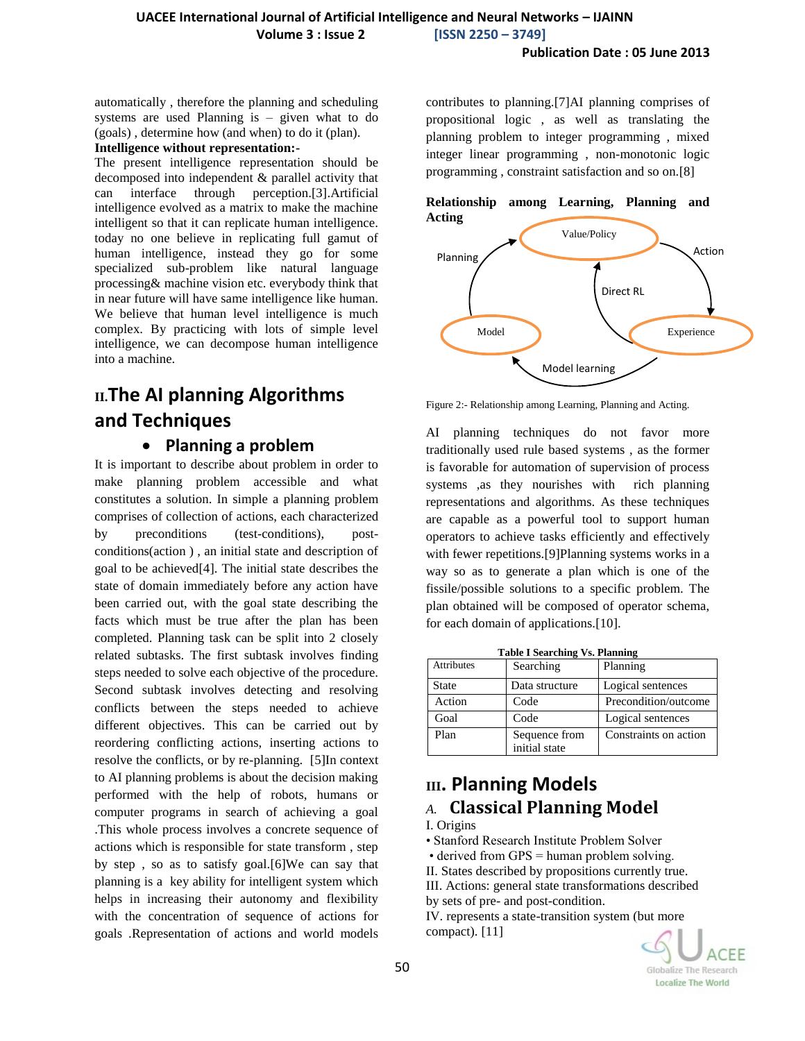automatically , therefore the planning and scheduling systems are used Planning is – given what to do (goals) , determine how (and when) to do it (plan).

**Intelligence without representation:-**

The present intelligence representation should be decomposed into independent & parallel activity that can interface through perception.[3].Artificial intelligence evolved as a matrix to make the machine intelligent so that it can replicate human intelligence. today no one believe in replicating full gamut of human intelligence, instead they go for some specialized sub-problem like natural language processing& machine vision etc. everybody think that in near future will have same intelligence like human. We believe that human level intelligence is much complex. By practicing with lots of simple level intelligence, we can decompose human intelligence into a machine.

## II. The AI planning Algorithms and Techniques

### • Planning a problem

It is important to describe about problem in order to make planning problem accessible and what constitutes a solution. In simple a planning problem comprises of collection of actions, each characterized by preconditions (test-conditions), post-conditions(action ) , an initial state and description of goal to be achieved[4]. The initial state describes the state of domain immediately before any action have been carried out, with the goal state describing the facts which must be true after the plan has been completed. Planning task can be split into 2 closely related subtasks. The first subtask involves finding steps needed to solve each objective of the procedure. Second subtask involves detecting and resolving conflicts between the steps needed to achieve different objectives. This can be carried out by reordering conflicting actions, inserting actions to resolve the conflicts, or by re-planning. [5]In context to AI planning problems is about the decision making performed with the help of robots, humans or computer programs in search of achieving a goal .This whole process involves a concrete sequence of actions which is responsible for state transform , step by step , so as to satisfy goal.[6]We can say that planning is a key ability for intelligent system which helps in increasing their autonomy and flexibility with the concentration of sequence of actions for goals .Representation of actions and world models contributes to planning.[7]AI planning comprises of propositional logic , as well as translating the planning problem to integer programming , mixed integer linear programming , non-monotonic logic programming , constraint satisfaction and so on.[8]

**Relationship among Learning, Planning and Acting**

Figure 2:- Relationship among Learning, Planning and Acting.

AI planning techniques do not favor more traditionally used rule based systems , as the former is favorable for automation of supervision of process systems ,as they nourishes with rich planning representations and algorithms. As these techniques are capable as a powerful tool to support human operators to achieve tasks efficiently and effectively with fewer repetitions.[9]Planning systems works in a way so as to generate a plan which is one of the fissile/possible solutions to a specific problem. The plan obtained will be composed of operator schema, for each domain of applications.[10].

**Table I Searching Vs. Planning**

| Attributes | Searching | Planning |
|---|---|---|
| State | Data structure | Logical sentences |
| Action | Code | Precondition/outcome |
| Goal | Code | Logical sentences |
| Plan | Sequence from initial state | Constraints on action |

## III. Planning Models

### A. Classical Planning Model

I. Origins

• Stanford Research Institute Problem Solver

• derived from GPS = human problem solving.

II. States described by propositions currently true.

III. Actions: general state transformations described by sets of pre- and post-condition.

IV. represents a state-transition system (but more compact). [11]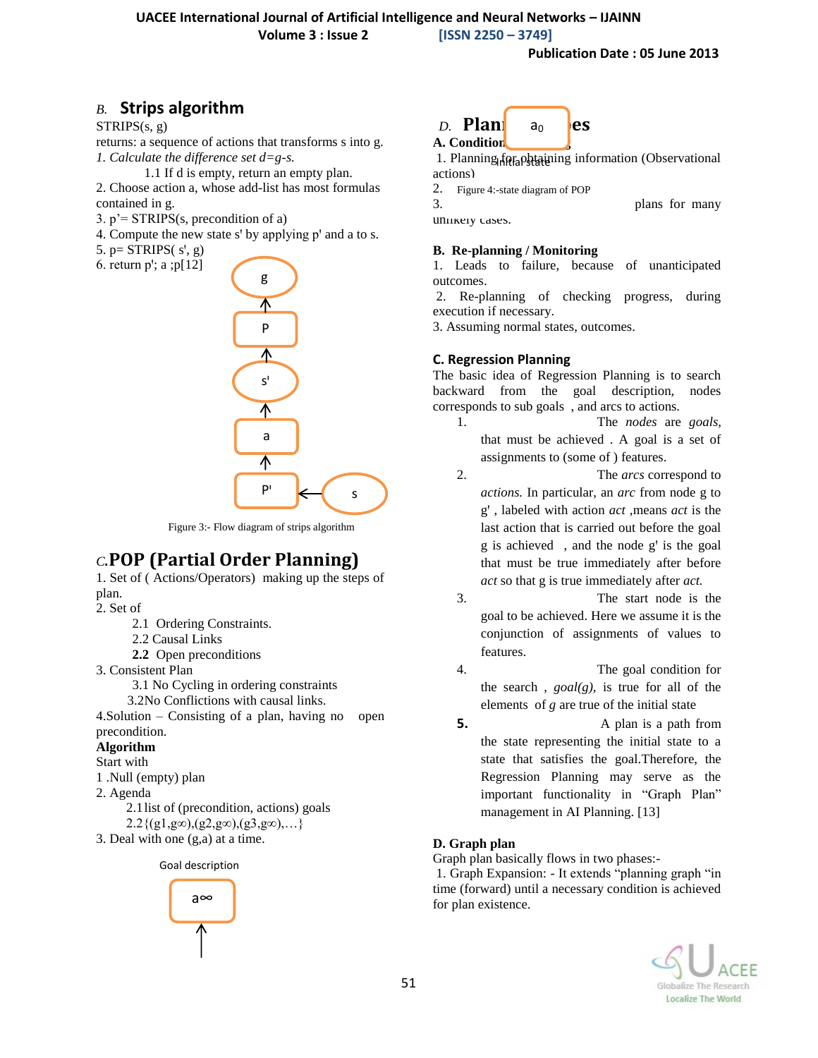## B. Strips algorithm

STRIPS(s, g)

returns: a sequence of actions that transforms s into g.

1. *Calculate the difference set d=g-s.*
   1.1 If d is empty, return an empty plan.
2. Choose action a, whose add-list has most formulas contained in g.
3. p'= STRIPS(s, precondition of a)
4. Compute the new state s' by applying p' and a to s.
5. p= STRIPS( s', g)
6. return p'; a ;p[12]

Figure 3:- Flow diagram of strips algorithm

## C. POP (Partial Order Planning)

1. Set of ( Actions/Operators) making up the steps of plan.
2. Set of
   2.1 Ordering Constraints.
   2.2 Causal Links
   **2.2** Open preconditions
3. Consistent Plan
   3.1 No Cycling in ordering constraints
   3.2 No Conflictions with causal links.
4. Solution – Consisting of a plan, having no open precondition.

**Algorithm**

Start with

1. Null (empty) plan
2. Agenda
   2.1 list of (precondition, actions) goals
   2.2 {(g1,g∞),(g2,g∞),(g3,g∞),…}
3. Deal with one (g,a) at a time.

Goal description

Initial state

Figure 4:-state diagram of POP

## D. Planning Approaches

**A. Conditional Planning**

1. Planning for obtaining information (Observational actions)
2.
3. plans for many unlikely cases.

**B. Re-planning / Monitoring**

1. Leads to failure, because of unanticipated outcomes.
2. Re-planning of checking progress, during execution if necessary.
3. Assuming normal states, outcomes.

**C. Regression Planning**

The basic idea of Regression Planning is to search backward from the goal description, nodes corresponds to sub goals , and arcs to actions.

1. The *nodes* are *goals*, that must be achieved . A goal is a set of assignments to (some of ) features.
2. The *arcs* correspond to *actions.* In particular, an *arc* from node g to g' , labeled with action *act* ,means *act* is the last action that is carried out before the goal g is achieved , and the node g' is the goal that must be true immediately after before *act* so that g is true immediately after *act.*
3. The start node is the goal to be achieved. Here we assume it is the conjunction of assignments of values to features.
4. The goal condition for the search , *goal(g),* is true for all of the elements of *g* are true of the initial state
5. A plan is a path from the state representing the initial state to a state that satisfies the goal.Therefore, the Regression Planning may serve as the important functionality in "Graph Plan" management in AI Planning. [13]

**D. Graph plan**

Graph plan basically flows in two phases:-

1. Graph Expansion: - It extends "planning graph "in time (forward) until a necessary condition is achieved for plan existence.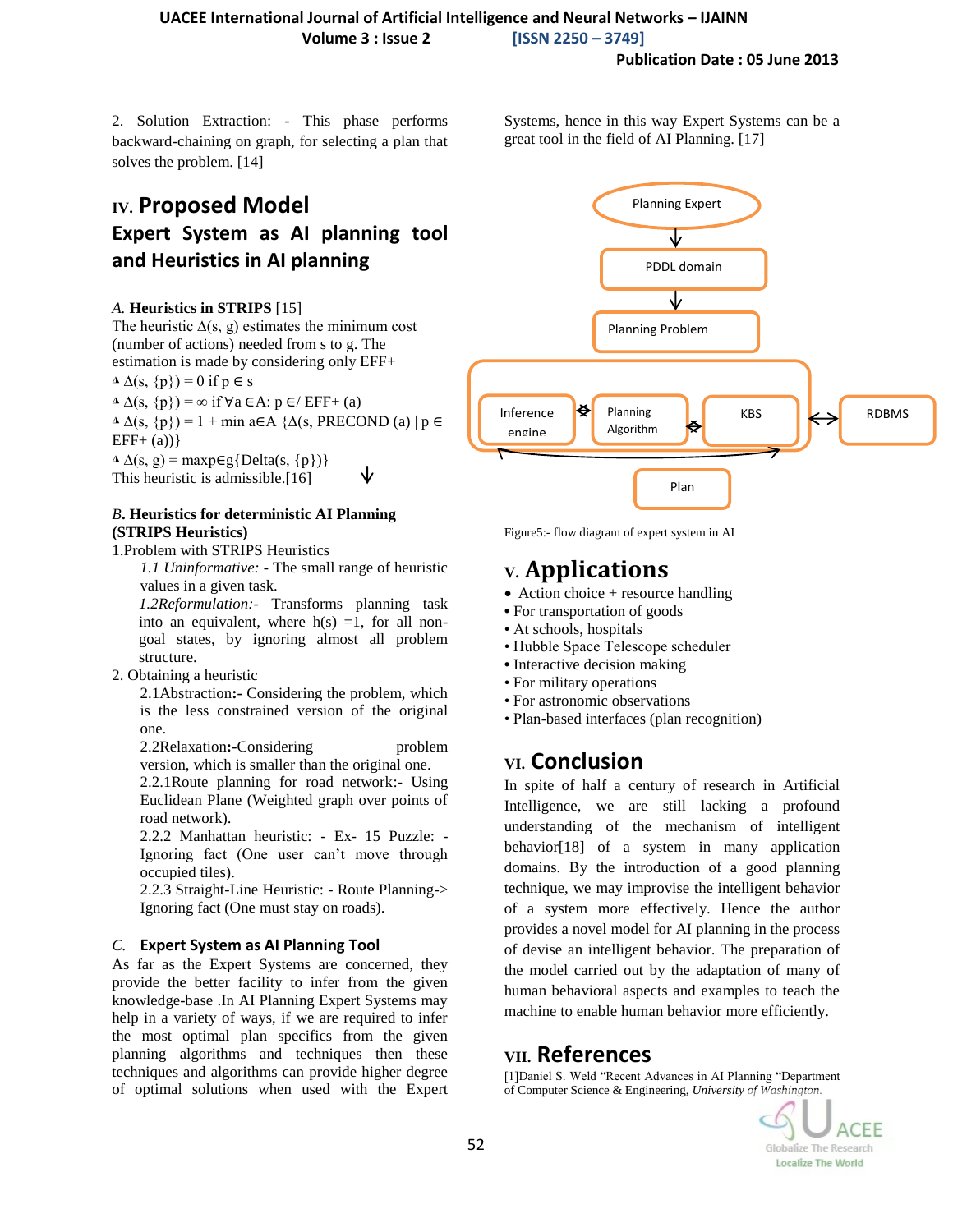2. Solution Extraction: - This phase performs backward-chaining on graph, for selecting a plan that solves the problem. [14]

## IV. Proposed Model

## Expert System as AI planning tool and Heuristics in AI planning

### *A.* Heuristics in STRIPS [15]

The heuristic Δ(s, g) estimates the minimum cost (number of actions) needed from s to g. The estimation is made by considering only EFF+

- Δ(s, {p}) = 0 if p ∈ s
- Δ(s, {p}) = ∞ if ∀a ∈A: p ∈/ EFF+ (a)
- Δ(s, {p}) = 1 + min a∈A {Δ(s, PRECOND (a) | p ∈ EFF+ (a))}
- Δ(s, g) = maxp∈g{Delta(s, {p})}

This heuristic is admissible.[16]

### *B.* Heuristics for deterministic AI Planning (STRIPS Heuristics)

1.Problem with STRIPS Heuristics

*1.1 Uninformative:* - The small range of heuristic values in a given task.

*1.2Reformulation:-* Transforms planning task into an equivalent, where h(s) =1, for all non-goal states, by ignoring almost all problem structure.

2. Obtaining a heuristic

2.1Abstraction**:-** Considering the problem, which is the less constrained version of the original one.

2.2Relaxation**:-**Considering problem version, which is smaller than the original one.

2.2.1Route planning for road network:- Using Euclidean Plane (Weighted graph over points of road network).

2.2.2 Manhattan heuristic: - Ex- 15 Puzzle: - Ignoring fact (One user can't move through occupied tiles).

2.2.3 Straight-Line Heuristic: - Route Planning-> Ignoring fact (One must stay on roads).

### *C.* Expert System as AI Planning Tool

As far as the Expert Systems are concerned, they provide the better facility to infer from the given knowledge-base .In AI Planning Expert Systems may help in a variety of ways, if we are required to infer the most optimal plan specifics from the given planning algorithms and techniques then these techniques and algorithms can provide higher degree of optimal solutions when used with the Expert Systems, hence in this way Expert Systems can be a great tool in the field of AI Planning. [17]

Figure5:- flow diagram of expert system in AI

## V. Applications

- Action choice + resource handling
- For transportation of goods
- At schools, hospitals
- Hubble Space Telescope scheduler
- Interactive decision making
- For military operations
- For astronomic observations
- Plan-based interfaces (plan recognition)

## VI. Conclusion

In spite of half a century of research in Artificial Intelligence, we are still lacking a profound understanding of the mechanism of intelligent behavior[18] of a system in many application domains. By the introduction of a good planning technique, we may improvise the intelligent behavior of a system more effectively. Hence the author provides a novel model for AI planning in the process of devise an intelligent behavior. The preparation of the model carried out by the adaptation of many of human behavioral aspects and examples to teach the machine to enable human behavior more efficiently.

## VII. References

[1]Daniel S. Weld "Recent Advances in AI Planning "Department of Computer Science & Engineering, *University of Washington.*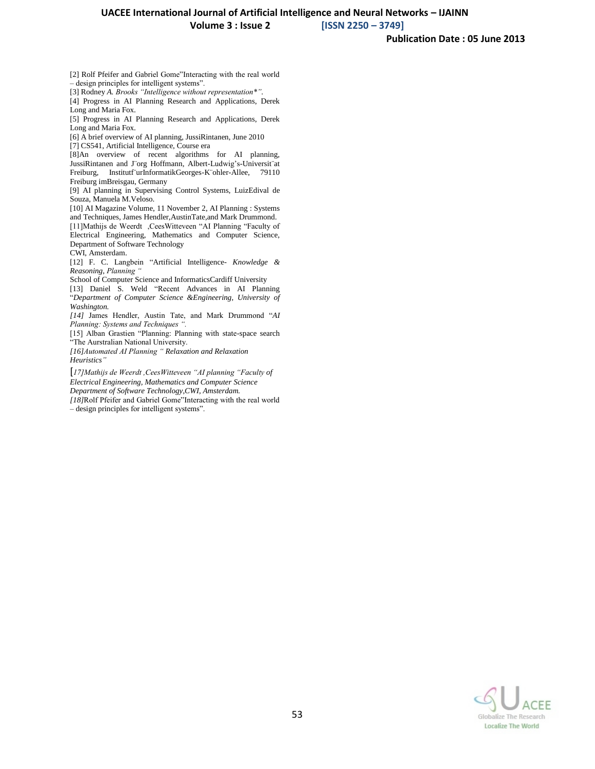[2] Rolf Pfeifer and Gabriel Gome"Interacting with the real world – design principles for intelligent systems".

[3] Rodney *A. Brooks "Intelligence without representation*".*

[4] Progress in AI Planning Research and Applications, Derek Long and Maria Fox.

[5] Progress in AI Planning Research and Applications, Derek Long and Maria Fox.

[6] A brief overview of AI planning, JussiRintanen, June 2010

[7] CS541, Artificial Intelligence, Course era

[8]An overview of recent algorithms for AI planning, JussiRintanen and J¨org Hoffmann, Albert-Ludwig's-Universit¨at Freiburg, Institutf¨urInformatikGeorges-K¨ohler-Allee, 79110 Freiburg imBreisgau, Germany

[9] AI planning in Supervising Control Systems, LuizEdival de Souza, Manuela M.Veloso.

[10] AI Magazine Volume, 11 November 2, AI Planning : Systems and Techniques, James Hendler,AustinTate,and Mark Drummond.

[11]Mathijs de Weerdt ,CeesWitteveen "AI Planning "Faculty of Electrical Engineering, Mathematics and Computer Science, Department of Software Technology
CWI, Amsterdam.

[12] F. C. Langbein "Artificial Intelligence- *Knowledge & Reasoning, Planning "*
School of Computer Science and InformaticsCardiff University

[13] Daniel S. Weld "Recent Advances in AI Planning "*Department of Computer Science &Engineering, University of Washington.*

*[14]* James Hendler, Austin Tate, and Mark Drummond "*AI Planning: Systems and Techniques ".*

[15] Alban Grastien "Planning: Planning with state-space search "The Aurstralian National University.

*[16]Automated AI Planning " Relaxation and Relaxation Heuristics"*

[*17]Mathijs de Weerdt ,CeesWitteveen "AI planning "Faculty of Electrical Engineering, Mathematics and Computer Science Department of Software Technology,CWI, Amsterdam.*

*[18]*Rolf Pfeifer and Gabriel Gome"Interacting with the real world – design principles for intelligent systems".